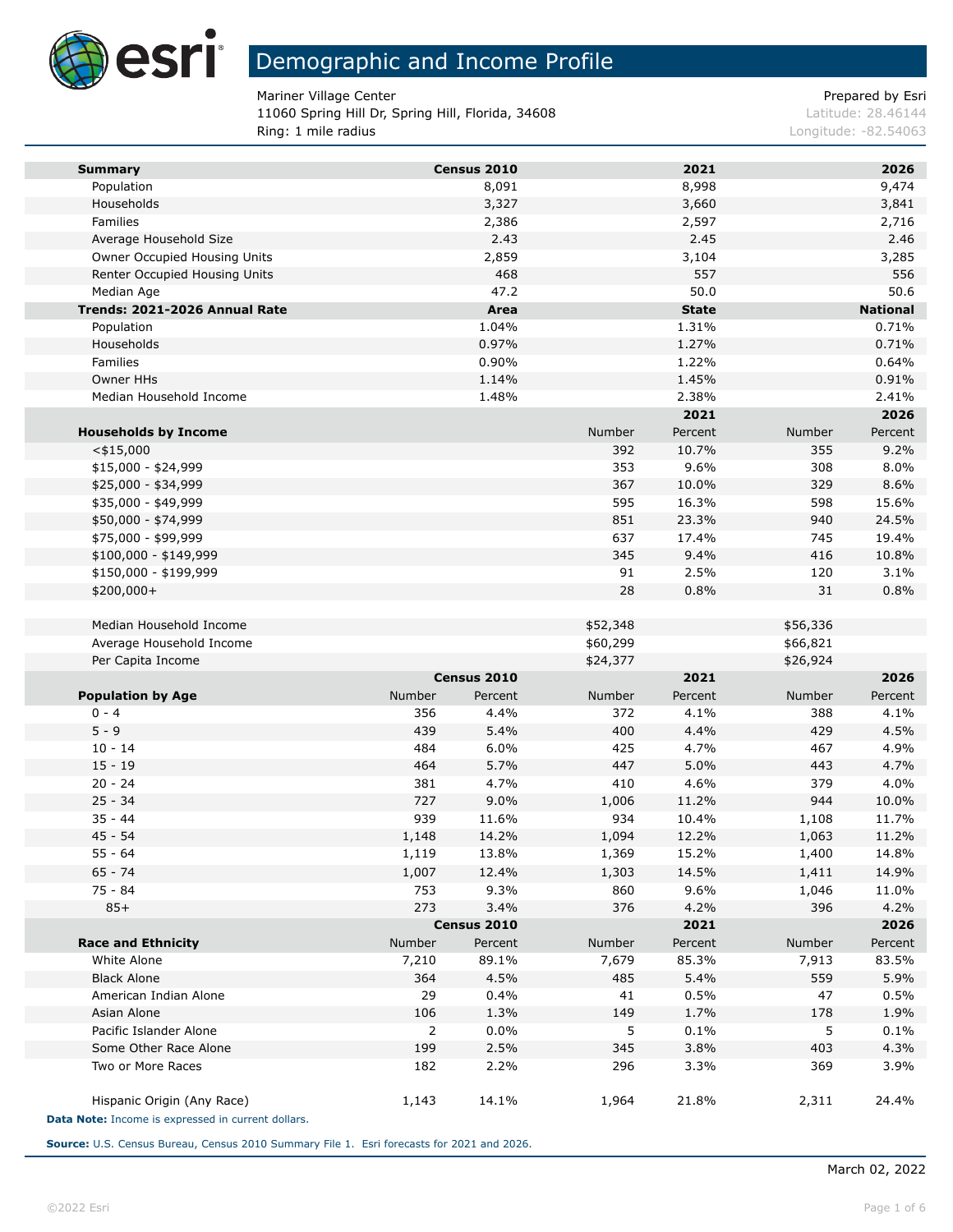# Demographic and Income Profile

Mariner Village Center
11060 Spring Hill Dr, Spring Hill, Florida, 34608
Ring: 1 mile radius

Prepared by Esri
Latitude: 28.46144
Longitude: -82.54063

| **Summary** | **Census 2010** | **2021** | **2026** |
|---|---|---|---|
| Population | 8,091 | 8,998 | 9,474 |
| Households | 3,327 | 3,660 | 3,841 |
| Families | 2,386 | 2,597 | 2,716 |
| Average Household Size | 2.43 | 2.45 | 2.46 |
| Owner Occupied Housing Units | 2,859 | 3,104 | 3,285 |
| Renter Occupied Housing Units | 468 | 557 | 556 |
| Median Age | 47.2 | 50.0 | 50.6 |
| **Trends: 2021-2026 Annual Rate** | **Area** | **State** | **National** |
| Population | 1.04% | 1.31% | 0.71% |
| Households | 0.97% | 1.27% | 0.71% |
| Families | 0.90% | 1.22% | 0.64% |
| Owner HHs | 1.14% | 1.45% | 0.91% |
| Median Household Income | 1.48% | 2.38% | 2.41% |

| | **2021** | | **2026** | |
|---|---|---|---|---|
| **Households by Income** | Number | Percent | Number | Percent |
| <$15,000 | 392 | 10.7% | 355 | 9.2% |
| $15,000 - $24,999 | 353 | 9.6% | 308 | 8.0% |
| $25,000 - $34,999 | 367 | 10.0% | 329 | 8.6% |
| $35,000 - $49,999 | 595 | 16.3% | 598 | 15.6% |
| $50,000 - $74,999 | 851 | 23.3% | 940 | 24.5% |
| $75,000 - $99,999 | 637 | 17.4% | 745 | 19.4% |
| $100,000 - $149,999 | 345 | 9.4% | 416 | 10.8% |
| $150,000 - $199,999 | 91 | 2.5% | 120 | 3.1% |
| $200,000+ | 28 | 0.8% | 31 | 0.8% |
| | | | | |
| Median Household Income | $52,348 | | $56,336 | |
| Average Household Income | $60,299 | | $66,821 | |
| Per Capita Income | $24,377 | | $26,924 | |

| | **Census 2010** | | **2021** | | **2026** | |
|---|---|---|---|---|---|---|
| **Population by Age** | Number | Percent | Number | Percent | Number | Percent |
| 0 - 4 | 356 | 4.4% | 372 | 4.1% | 388 | 4.1% |
| 5 - 9 | 439 | 5.4% | 400 | 4.4% | 429 | 4.5% |
| 10 - 14 | 484 | 6.0% | 425 | 4.7% | 467 | 4.9% |
| 15 - 19 | 464 | 5.7% | 447 | 5.0% | 443 | 4.7% |
| 20 - 24 | 381 | 4.7% | 410 | 4.6% | 379 | 4.0% |
| 25 - 34 | 727 | 9.0% | 1,006 | 11.2% | 944 | 10.0% |
| 35 - 44 | 939 | 11.6% | 934 | 10.4% | 1,108 | 11.7% |
| 45 - 54 | 1,148 | 14.2% | 1,094 | 12.2% | 1,063 | 11.2% |
| 55 - 64 | 1,119 | 13.8% | 1,369 | 15.2% | 1,400 | 14.8% |
| 65 - 74 | 1,007 | 12.4% | 1,303 | 14.5% | 1,411 | 14.9% |
| 75 - 84 | 753 | 9.3% | 860 | 9.6% | 1,046 | 11.0% |
| 85+ | 273 | 3.4% | 376 | 4.2% | 396 | 4.2% |
| | **Census 2010** | | **2021** | | **2026** | |
| **Race and Ethnicity** | Number | Percent | Number | Percent | Number | Percent |
| White Alone | 7,210 | 89.1% | 7,679 | 85.3% | 7,913 | 83.5% |
| Black Alone | 364 | 4.5% | 485 | 5.4% | 559 | 5.9% |
| American Indian Alone | 29 | 0.4% | 41 | 0.5% | 47 | 0.5% |
| Asian Alone | 106 | 1.3% | 149 | 1.7% | 178 | 1.9% |
| Pacific Islander Alone | 2 | 0.0% | 5 | 0.1% | 5 | 0.1% |
| Some Other Race Alone | 199 | 2.5% | 345 | 3.8% | 403 | 4.3% |
| Two or More Races | 182 | 2.2% | 296 | 3.3% | 369 | 3.9% |
| | | | | | | |
| Hispanic Origin (Any Race) | 1,143 | 14.1% | 1,964 | 21.8% | 2,311 | 24.4% |

**Data Note:** Income is expressed in current dollars.

**Source:** U.S. Census Bureau, Census 2010 Summary File 1. Esri forecasts for 2021 and 2026.

March 02, 2022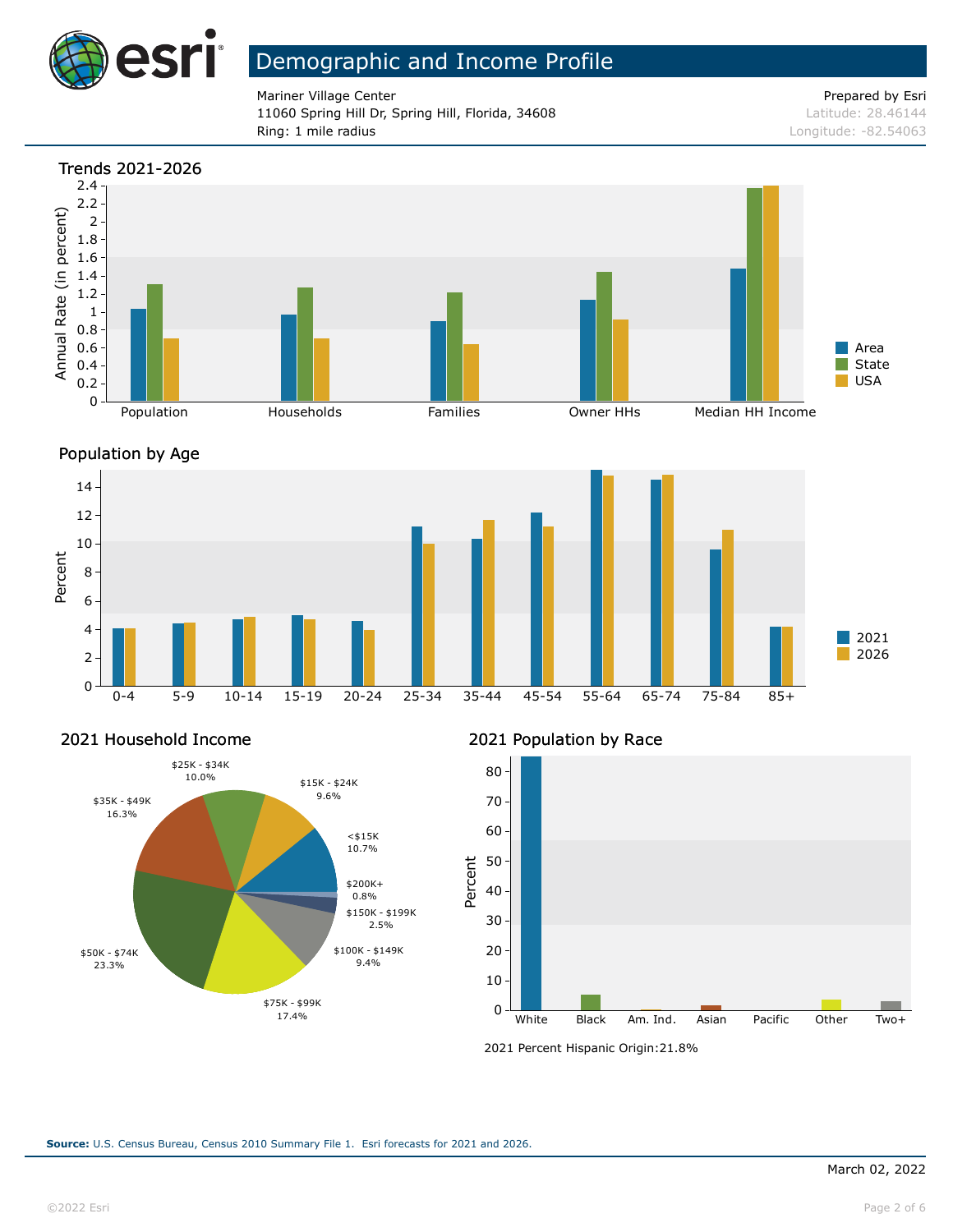# Demographic and Income Profile

Mariner Village Center
11060 Spring Hill Dr, Spring Hill, Florida, 34608
Ring: 1 mile radius

Prepared by Esri
Latitude: 28.46144
Longitude: -82.54063

## Trends 2021-2026

Annual Rate (in percent)

Population, Households, Families, Owner HHs, Median HH Income

Legend: Area, State, USA

## Population by Age

Percent

0-4, 5-9, 10-14, 15-19, 20-24, 25-34, 35-44, 45-54, 55-64, 65-74, 75-84, 85+

Legend: 2021, 2026

## 2021 Household Income

| Income | Percent |
|---|---|
| <$15K | 10.7% |
| $15K - $24K | 9.6% |
| $25K - $34K | 10.0% |
| $35K - $49K | 16.3% |
| $50K - $74K | 23.3% |
| $75K - $99K | 17.4% |
| $100K - $149K | 9.4% |
| $150K - $199K | 2.5% |
| $200K+ | 0.8% |

## 2021 Population by Race

Percent

White, Black, Am. Ind., Asian, Pacific, Other, Two+

2021 Percent Hispanic Origin:21.8%

**Source:** U.S. Census Bureau, Census 2010 Summary File 1. Esri forecasts for 2021 and 2026.

March 02, 2022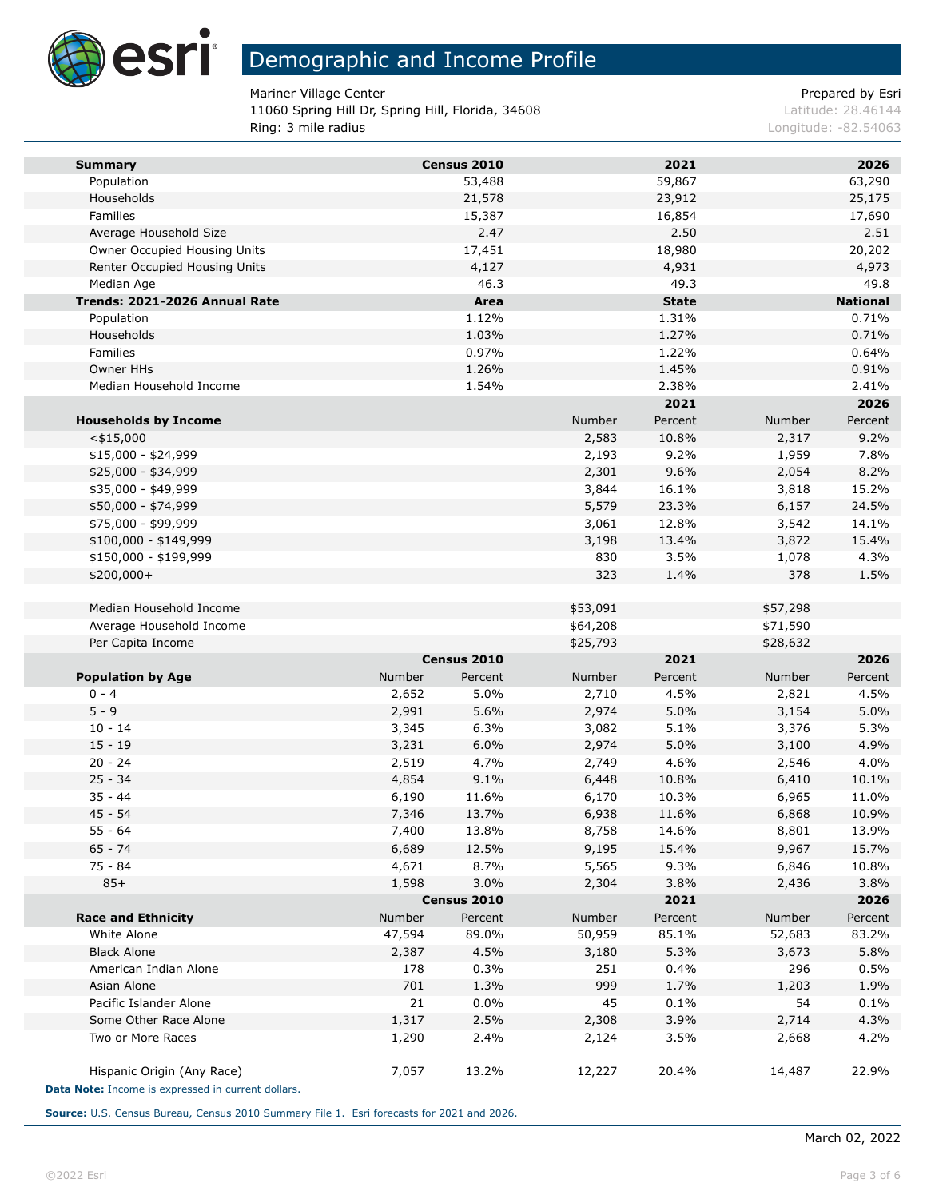# Demographic and Income Profile

Mariner Village Center
11060 Spring Hill Dr, Spring Hill, Florida, 34608
Ring: 3 mile radius

Prepared by Esri
Latitude: 28.46144
Longitude: -82.54063

| **Summary** | **Census 2010** | **2021** | **2026** |
|---|---|---|---|
| Population | 53,488 | 59,867 | 63,290 |
| Households | 21,578 | 23,912 | 25,175 |
| Families | 15,387 | 16,854 | 17,690 |
| Average Household Size | 2.47 | 2.50 | 2.51 |
| Owner Occupied Housing Units | 17,451 | 18,980 | 20,202 |
| Renter Occupied Housing Units | 4,127 | 4,931 | 4,973 |
| Median Age | 46.3 | 49.3 | 49.8 |
| **Trends: 2021-2026 Annual Rate** | **Area** | **State** | **National** |
| Population | 1.12% | 1.31% | 0.71% |
| Households | 1.03% | 1.27% | 0.71% |
| Families | 0.97% | 1.22% | 0.64% |
| Owner HHs | 1.26% | 1.45% | 0.91% |
| Median Household Income | 1.54% | 2.38% | 2.41% |

| | **2021** | | **2026** | |
|---|---|---|---|---|
| **Households by Income** | Number | Percent | Number | Percent |
| <$15,000 | 2,583 | 10.8% | 2,317 | 9.2% |
| $15,000 - $24,999 | 2,193 | 9.2% | 1,959 | 7.8% |
| $25,000 - $34,999 | 2,301 | 9.6% | 2,054 | 8.2% |
| $35,000 - $49,999 | 3,844 | 16.1% | 3,818 | 15.2% |
| $50,000 - $74,999 | 5,579 | 23.3% | 6,157 | 24.5% |
| $75,000 - $99,999 | 3,061 | 12.8% | 3,542 | 14.1% |
| $100,000 - $149,999 | 3,198 | 13.4% | 3,872 | 15.4% |
| $150,000 - $199,999 | 830 | 3.5% | 1,078 | 4.3% |
| $200,000+ | 323 | 1.4% | 378 | 1.5% |
| | | | | |
| Median Household Income | $53,091 | | $57,298 | |
| Average Household Income | $64,208 | | $71,590 | |
| Per Capita Income | $25,793 | | $28,632 | |

| | **Census 2010** | | **2021** | | **2026** | |
|---|---|---|---|---|---|---|
| **Population by Age** | Number | Percent | Number | Percent | Number | Percent |
| 0 - 4 | 2,652 | 5.0% | 2,710 | 4.5% | 2,821 | 4.5% |
| 5 - 9 | 2,991 | 5.6% | 2,974 | 5.0% | 3,154 | 5.0% |
| 10 - 14 | 3,345 | 6.3% | 3,082 | 5.1% | 3,376 | 5.3% |
| 15 - 19 | 3,231 | 6.0% | 2,974 | 5.0% | 3,100 | 4.9% |
| 20 - 24 | 2,519 | 4.7% | 2,749 | 4.6% | 2,546 | 4.0% |
| 25 - 34 | 4,854 | 9.1% | 6,448 | 10.8% | 6,410 | 10.1% |
| 35 - 44 | 6,190 | 11.6% | 6,170 | 10.3% | 6,965 | 11.0% |
| 45 - 54 | 7,346 | 13.7% | 6,938 | 11.6% | 6,868 | 10.9% |
| 55 - 64 | 7,400 | 13.8% | 8,758 | 14.6% | 8,801 | 13.9% |
| 65 - 74 | 6,689 | 12.5% | 9,195 | 15.4% | 9,967 | 15.7% |
| 75 - 84 | 4,671 | 8.7% | 5,565 | 9.3% | 6,846 | 10.8% |
| 85+ | 1,598 | 3.0% | 2,304 | 3.8% | 2,436 | 3.8% |

| | **Census 2010** | | **2021** | | **2026** | |
|---|---|---|---|---|---|---|
| **Race and Ethnicity** | Number | Percent | Number | Percent | Number | Percent |
| White Alone | 47,594 | 89.0% | 50,959 | 85.1% | 52,683 | 83.2% |
| Black Alone | 2,387 | 4.5% | 3,180 | 5.3% | 3,673 | 5.8% |
| American Indian Alone | 178 | 0.3% | 251 | 0.4% | 296 | 0.5% |
| Asian Alone | 701 | 1.3% | 999 | 1.7% | 1,203 | 1.9% |
| Pacific Islander Alone | 21 | 0.0% | 45 | 0.1% | 54 | 0.1% |
| Some Other Race Alone | 1,317 | 2.5% | 2,308 | 3.9% | 2,714 | 4.3% |
| Two or More Races | 1,290 | 2.4% | 2,124 | 3.5% | 2,668 | 4.2% |
| | | | | | | |
| Hispanic Origin (Any Race) | 7,057 | 13.2% | 12,227 | 20.4% | 14,487 | 22.9% |

**Data Note:** Income is expressed in current dollars.

**Source:** U.S. Census Bureau, Census 2010 Summary File 1. Esri forecasts for 2021 and 2026.

March 02, 2022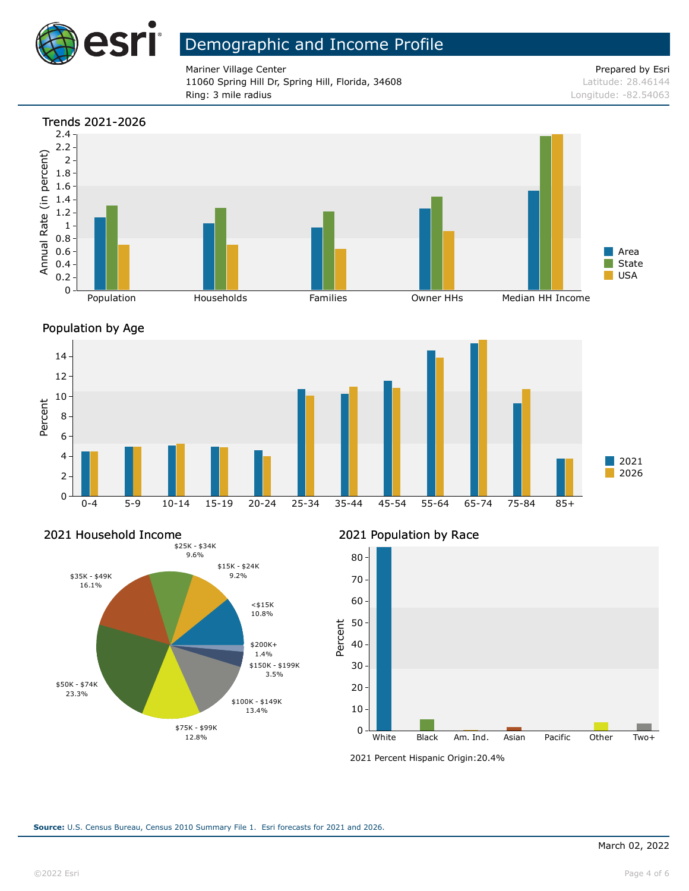# Demographic and Income Profile

Mariner Village Center
11060 Spring Hill Dr, Spring Hill, Florida, 34608
Ring: 3 mile radius

Prepared by Esri
Latitude: 28.46144
Longitude: -82.54063

## Trends 2021-2026

Annual Rate (in percent)

Population | Households | Families | Owner HHs | Median HH Income

Area | State | USA

## Population by Age

Percent

0-4 | 5-9 | 10-14 | 15-19 | 20-24 | 25-34 | 35-44 | 45-54 | 55-64 | 65-74 | 75-84 | 85+

2021 | 2026

## 2021 Household Income

| Income | Percent |
|---|---|
| <$15K | 10.8% |
| $15K - $24K | 9.2% |
| $25K - $34K | 9.6% |
| $35K - $49K | 16.1% |
| $50K - $74K | 23.3% |
| $75K - $99K | 12.8% |
| $100K - $149K | 13.4% |
| $150K - $199K | 3.5% |
| $200K+ | 1.4% |

## 2021 Population by Race

Percent

White | Black | Am. Ind. | Asian | Pacific | Other | Two+

2021 Percent Hispanic Origin:20.4%

**Source:** U.S. Census Bureau, Census 2010 Summary File 1. Esri forecasts for 2021 and 2026.

March 02, 2022

©2022 Esri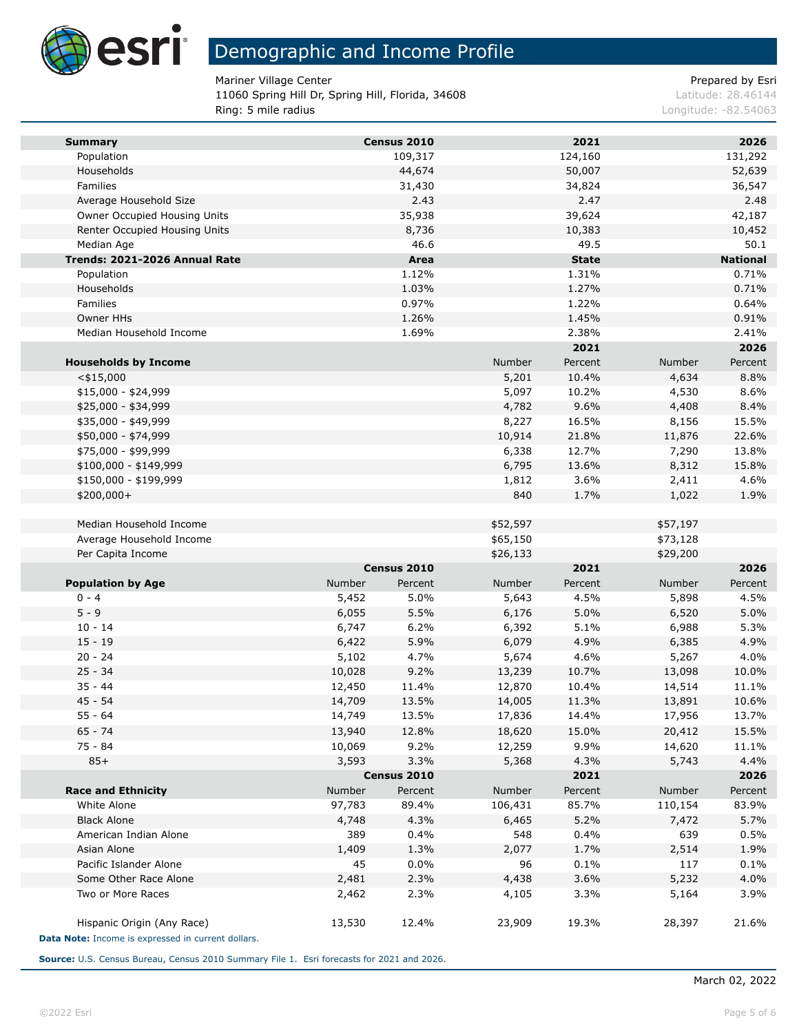# Demographic and Income Profile

Mariner Village Center
11060 Spring Hill Dr, Spring Hill, Florida, 34608
Ring: 5 mile radius

Prepared by Esri
Latitude: 28.46144
Longitude: -82.54063

| **Summary** | Census 2010 | 2021 | 2026 |
|---|---|---|---|
| Population | 109,317 | 124,160 | 131,292 |
| Households | 44,674 | 50,007 | 52,639 |
| Families | 31,430 | 34,824 | 36,547 |
| Average Household Size | 2.43 | 2.47 | 2.48 |
| Owner Occupied Housing Units | 35,938 | 39,624 | 42,187 |
| Renter Occupied Housing Units | 8,736 | 10,383 | 10,452 |
| Median Age | 46.6 | 49.5 | 50.1 |

| **Trends: 2021-2026 Annual Rate** | Area | State | National |
|---|---|---|---|
| Population | 1.12% | 1.31% | 0.71% |
| Households | 1.03% | 1.27% | 0.71% |
| Families | 0.97% | 1.22% | 0.64% |
| Owner HHs | 1.26% | 1.45% | 0.91% |
| Median Household Income | 1.69% | 2.38% | 2.41% |

| | 2021 | | 2026 | |
|---|---|---|---|---|
| **Households by Income** | Number | Percent | Number | Percent |
| <$15,000 | 5,201 | 10.4% | 4,634 | 8.8% |
| $15,000 - $24,999 | 5,097 | 10.2% | 4,530 | 8.6% |
| $25,000 - $34,999 | 4,782 | 9.6% | 4,408 | 8.4% |
| $35,000 - $49,999 | 8,227 | 16.5% | 8,156 | 15.5% |
| $50,000 - $74,999 | 10,914 | 21.8% | 11,876 | 22.6% |
| $75,000 - $99,999 | 6,338 | 12.7% | 7,290 | 13.8% |
| $100,000 - $149,999 | 6,795 | 13.6% | 8,312 | 15.8% |
| $150,000 - $199,999 | 1,812 | 3.6% | 2,411 | 4.6% |
| $200,000+ | 840 | 1.7% | 1,022 | 1.9% |
| | | | | |
| Median Household Income | $52,597 | | $57,197 | |
| Average Household Income | $65,150 | | $73,128 | |
| Per Capita Income | $26,133 | | $29,200 | |

| | Census 2010 | | 2021 | | 2026 | |
|---|---|---|---|---|---|---|
| **Population by Age** | Number | Percent | Number | Percent | Number | Percent |
| 0 - 4 | 5,452 | 5.0% | 5,643 | 4.5% | 5,898 | 4.5% |
| 5 - 9 | 6,055 | 5.5% | 6,176 | 5.0% | 6,520 | 5.0% |
| 10 - 14 | 6,747 | 6.2% | 6,392 | 5.1% | 6,988 | 5.3% |
| 15 - 19 | 6,422 | 5.9% | 6,079 | 4.9% | 6,385 | 4.9% |
| 20 - 24 | 5,102 | 4.7% | 5,674 | 4.6% | 5,267 | 4.0% |
| 25 - 34 | 10,028 | 9.2% | 13,239 | 10.7% | 13,098 | 10.0% |
| 35 - 44 | 12,450 | 11.4% | 12,870 | 10.4% | 14,514 | 11.1% |
| 45 - 54 | 14,709 | 13.5% | 14,005 | 11.3% | 13,891 | 10.6% |
| 55 - 64 | 14,749 | 13.5% | 17,836 | 14.4% | 17,956 | 13.7% |
| 65 - 74 | 13,940 | 12.8% | 18,620 | 15.0% | 20,412 | 15.5% |
| 75 - 84 | 10,069 | 9.2% | 12,259 | 9.9% | 14,620 | 11.1% |
| 85+ | 3,593 | 3.3% | 5,368 | 4.3% | 5,743 | 4.4% |

| | Census 2010 | | 2021 | | 2026 | |
|---|---|---|---|---|---|---|
| **Race and Ethnicity** | Number | Percent | Number | Percent | Number | Percent |
| White Alone | 97,783 | 89.4% | 106,431 | 85.7% | 110,154 | 83.9% |
| Black Alone | 4,748 | 4.3% | 6,465 | 5.2% | 7,472 | 5.7% |
| American Indian Alone | 389 | 0.4% | 548 | 0.4% | 639 | 0.5% |
| Asian Alone | 1,409 | 1.3% | 2,077 | 1.7% | 2,514 | 1.9% |
| Pacific Islander Alone | 45 | 0.0% | 96 | 0.1% | 117 | 0.1% |
| Some Other Race Alone | 2,481 | 2.3% | 4,438 | 3.6% | 5,232 | 4.0% |
| Two or More Races | 2,462 | 2.3% | 4,105 | 3.3% | 5,164 | 3.9% |
| | | | | | | |
| Hispanic Origin (Any Race) | 13,530 | 12.4% | 23,909 | 19.3% | 28,397 | 21.6% |

**Data Note:** Income is expressed in current dollars.

**Source:** U.S. Census Bureau, Census 2010 Summary File 1. Esri forecasts for 2021 and 2026.

March 02, 2022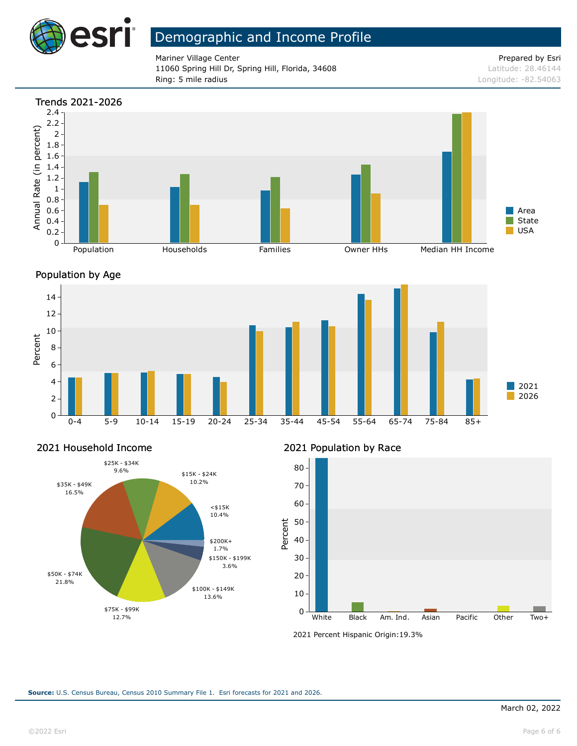# Demographic and Income Profile

Mariner Village Center
11060 Spring Hill Dr, Spring Hill, Florida, 34608
Ring: 5 mile radius

Prepared by Esri
Latitude: 28.46144
Longitude: -82.54063

## Trends 2021-2026

Annual Rate (in percent)

2.4
2.2
2
1.8
1.6
1.4
1.2
1
0.8
0.6
0.4
0.2
0

Population
Households
Families
Owner HHs
Median HH Income

Area
State
USA

## Population by Age

Percent

14
12
10
8
6
4
2
0

0-4
5-9
10-14
15-19
20-24
25-34
35-44
45-54
55-64
65-74
75-84
85+

2021
2026

## 2021 Household Income

$25K - $34K 9.6%
$15K - $24K 10.2%
$35K - $49K 16.5%
<$15K 10.4%
$200K+ 1.7%
$150K - $199K 3.6%
$50K - $74K 21.8%
$100K - $149K 13.6%
$75K - $99K 12.7%

## 2021 Population by Race

Percent

80
70
60
50
40
30
20
10
0

White
Black
Am. Ind.
Asian
Pacific
Other
Two+

2021 Percent Hispanic Origin:19.3%

**Source:** U.S. Census Bureau, Census 2010 Summary File 1. Esri forecasts for 2021 and 2026.

March 02, 2022

©2022 Esri